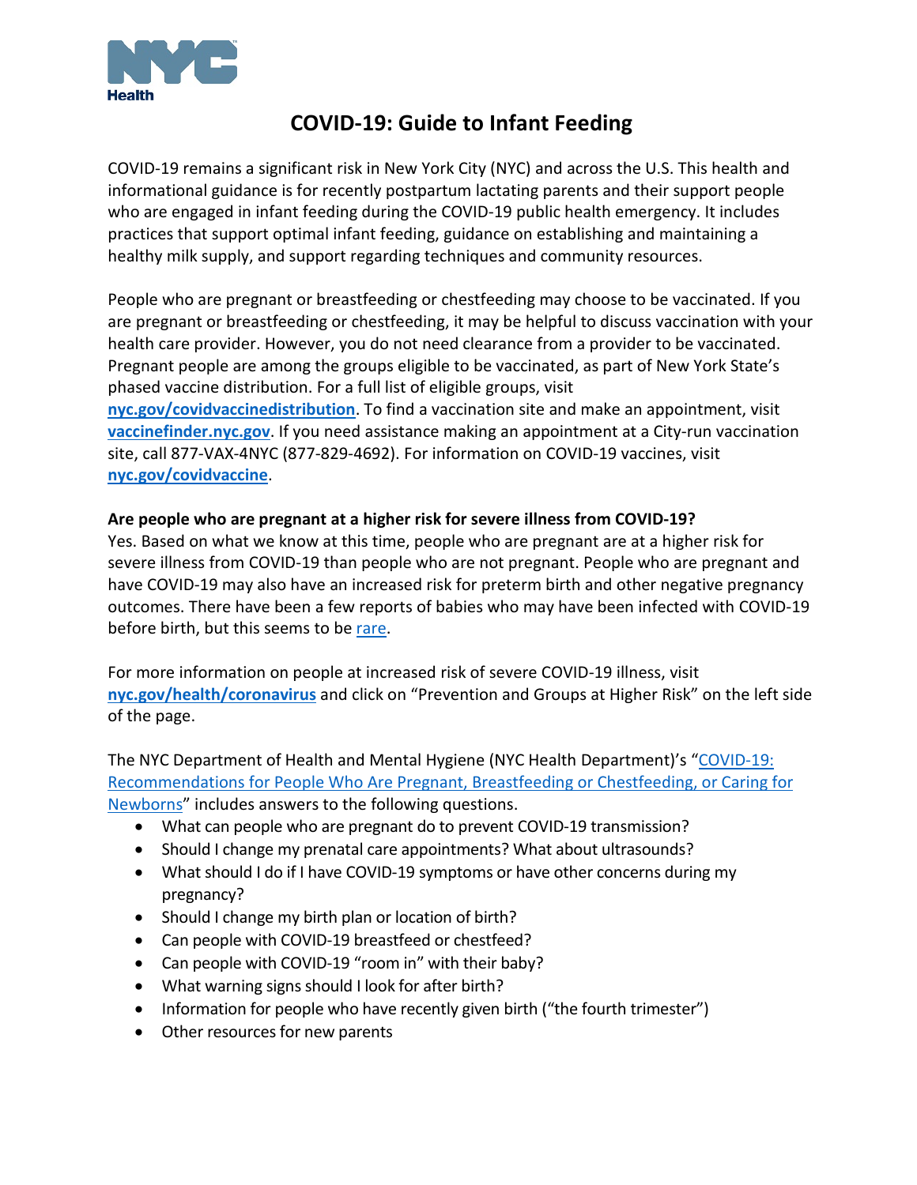# COVID-19: Guide to Infant Feeding

COVID-19 remains a significant risk in New York City (NYC) and across the U.S. This health and informational guidance is for recently postpartum lactating parents and their support people who are engaged in infant feeding during the COVID-19 public health emergency. It includes practices that support optimal infant feeding, guidance on establishing and maintaining a healthy milk supply, and support regarding techniques and community resources.

People who are pregnant or breastfeeding or chestfeeding may choose to be vaccinated. If you are pregnant or breastfeeding or chestfeeding, it may be helpful to discuss vaccination with your health care provider. However, you do not need clearance from a provider to be vaccinated. Pregnant people are among the groups eligible to be vaccinated, as part of New York State's phased vaccine distribution. For a full list of eligible groups, visit **nyc.gov/covidvaccinedistribution**. To find a vaccination site and make an appointment, visit **vaccinefinder.nyc.gov**. If you need assistance making an appointment at a City-run vaccination site, call 877-VAX-4NYC (877-829-4692). For information on COVID-19 vaccines, visit **nyc.gov/covidvaccine**.

**Are people who are pregnant at a higher risk for severe illness from COVID-19?**
Yes. Based on what we know at this time, people who are pregnant are at a higher risk for severe illness from COVID-19 than people who are not pregnant. People who are pregnant and have COVID-19 may also have an increased risk for preterm birth and other negative pregnancy outcomes. There have been a few reports of babies who may have been infected with COVID-19 before birth, but this seems to be rare.

For more information on people at increased risk of severe COVID-19 illness, visit **nyc.gov/health/coronavirus** and click on "Prevention and Groups at Higher Risk" on the left side of the page.

The NYC Department of Health and Mental Hygiene (NYC Health Department)'s "COVID-19: Recommendations for People Who Are Pregnant, Breastfeeding or Chestfeeding, or Caring for Newborns" includes answers to the following questions.

- What can people who are pregnant do to prevent COVID-19 transmission?
- Should I change my prenatal care appointments? What about ultrasounds?
- What should I do if I have COVID-19 symptoms or have other concerns during my pregnancy?
- Should I change my birth plan or location of birth?
- Can people with COVID-19 breastfeed or chestfeed?
- Can people with COVID-19 "room in" with their baby?
- What warning signs should I look for after birth?
- Information for people who have recently given birth ("the fourth trimester")
- Other resources for new parents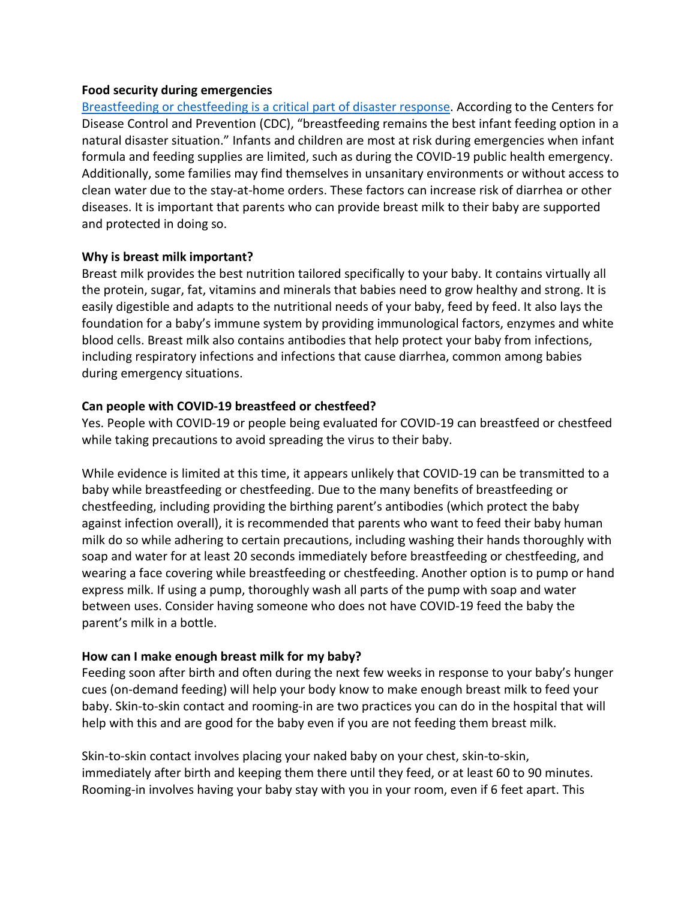**Food security during emergencies**

[Breastfeeding or chestfeeding is a critical part of disaster response](). According to the Centers for Disease Control and Prevention (CDC), "breastfeeding remains the best infant feeding option in a natural disaster situation." Infants and children are most at risk during emergencies when infant formula and feeding supplies are limited, such as during the COVID-19 public health emergency. Additionally, some families may find themselves in unsanitary environments or without access to clean water due to the stay-at-home orders. These factors can increase risk of diarrhea or other diseases. It is important that parents who can provide breast milk to their baby are supported and protected in doing so.

**Why is breast milk important?**

Breast milk provides the best nutrition tailored specifically to your baby. It contains virtually all the protein, sugar, fat, vitamins and minerals that babies need to grow healthy and strong. It is easily digestible and adapts to the nutritional needs of your baby, feed by feed. It also lays the foundation for a baby's immune system by providing immunological factors, enzymes and white blood cells. Breast milk also contains antibodies that help protect your baby from infections, including respiratory infections and infections that cause diarrhea, common among babies during emergency situations.

**Can people with COVID-19 breastfeed or chestfeed?**

Yes. People with COVID-19 or people being evaluated for COVID-19 can breastfeed or chestfeed while taking precautions to avoid spreading the virus to their baby.

While evidence is limited at this time, it appears unlikely that COVID-19 can be transmitted to a baby while breastfeeding or chestfeeding. Due to the many benefits of breastfeeding or chestfeeding, including providing the birthing parent's antibodies (which protect the baby against infection overall), it is recommended that parents who want to feed their baby human milk do so while adhering to certain precautions, including washing their hands thoroughly with soap and water for at least 20 seconds immediately before breastfeeding or chestfeeding, and wearing a face covering while breastfeeding or chestfeeding. Another option is to pump or hand express milk. If using a pump, thoroughly wash all parts of the pump with soap and water between uses. Consider having someone who does not have COVID-19 feed the baby the parent's milk in a bottle.

**How can I make enough breast milk for my baby?**

Feeding soon after birth and often during the next few weeks in response to your baby's hunger cues (on-demand feeding) will help your body know to make enough breast milk to feed your baby. Skin-to-skin contact and rooming-in are two practices you can do in the hospital that will help with this and are good for the baby even if you are not feeding them breast milk.

Skin-to-skin contact involves placing your naked baby on your chest, skin-to-skin, immediately after birth and keeping them there until they feed, or at least 60 to 90 minutes. Rooming-in involves having your baby stay with you in your room, even if 6 feet apart. This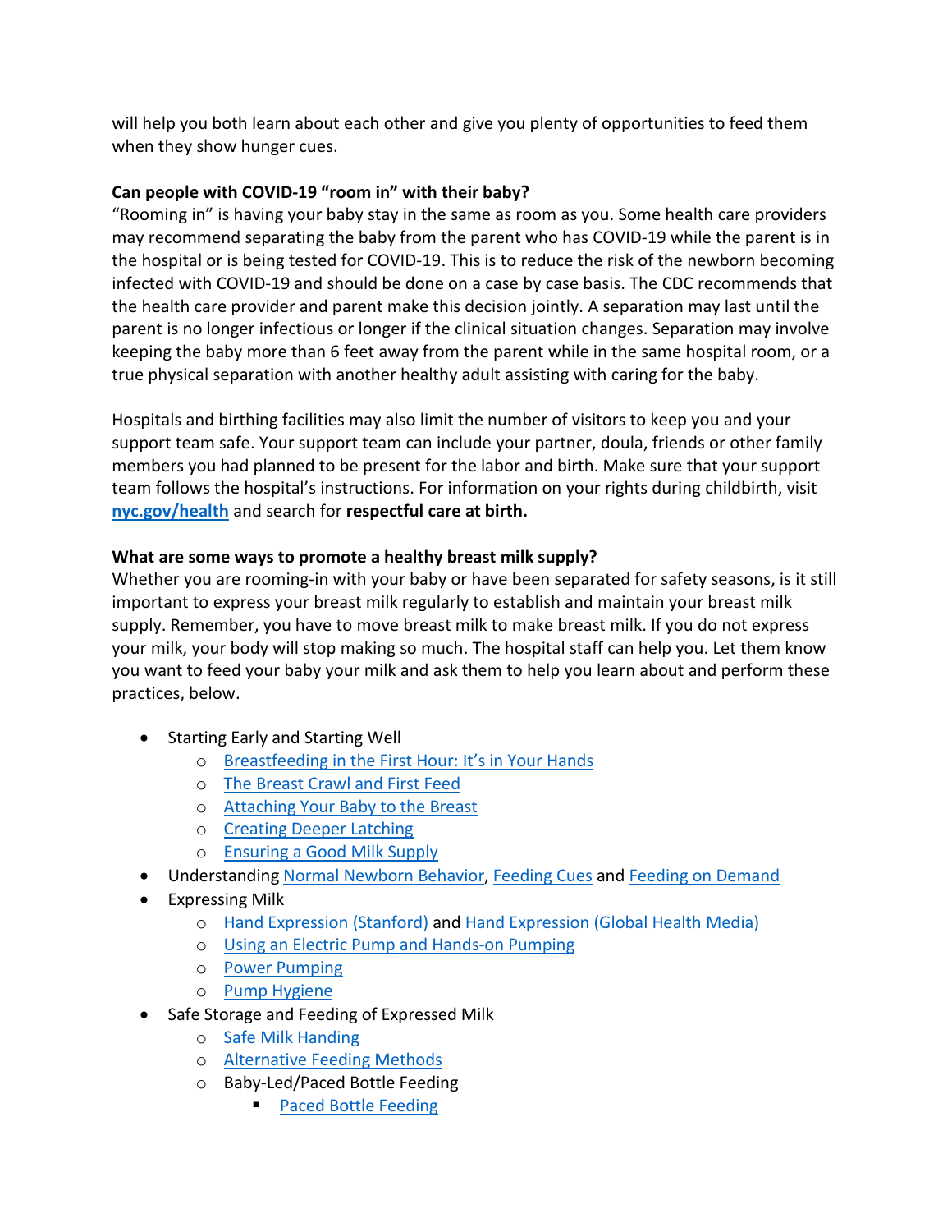will help you both learn about each other and give you plenty of opportunities to feed them when they show hunger cues.

**Can people with COVID-19 "room in" with their baby?**

"Rooming in" is having your baby stay in the same as room as you. Some health care providers may recommend separating the baby from the parent who has COVID-19 while the parent is in the hospital or is being tested for COVID-19. This is to reduce the risk of the newborn becoming infected with COVID-19 and should be done on a case by case basis. The CDC recommends that the health care provider and parent make this decision jointly. A separation may last until the parent is no longer infectious or longer if the clinical situation changes. Separation may involve keeping the baby more than 6 feet away from the parent while in the same hospital room, or a true physical separation with another healthy adult assisting with caring for the baby.

Hospitals and birthing facilities may also limit the number of visitors to keep you and your support team safe. Your support team can include your partner, doula, friends or other family members you had planned to be present for the labor and birth. Make sure that your support team follows the hospital's instructions. For information on your rights during childbirth, visit **nyc.gov/health** and search for **respectful care at birth.**

**What are some ways to promote a healthy breast milk supply?**

Whether you are rooming-in with your baby or have been separated for safety seasons, is it still important to express your breast milk regularly to establish and maintain your breast milk supply. Remember, you have to move breast milk to make breast milk. If you do not express your milk, your body will stop making so much. The hospital staff can help you. Let them know you want to feed your baby your milk and ask them to help you learn about and perform these practices, below.

- Starting Early and Starting Well
  - Breastfeeding in the First Hour: It's in Your Hands
  - The Breast Crawl and First Feed
  - Attaching Your Baby to the Breast
  - Creating Deeper Latching
  - Ensuring a Good Milk Supply
- Understanding Normal Newborn Behavior, Feeding Cues and Feeding on Demand
- Expressing Milk
  - Hand Expression (Stanford) and Hand Expression (Global Health Media)
  - Using an Electric Pump and Hands-on Pumping
  - Power Pumping
  - Pump Hygiene
- Safe Storage and Feeding of Expressed Milk
  - Safe Milk Handing
  - Alternative Feeding Methods
  - Baby-Led/Paced Bottle Feeding
    - Paced Bottle Feeding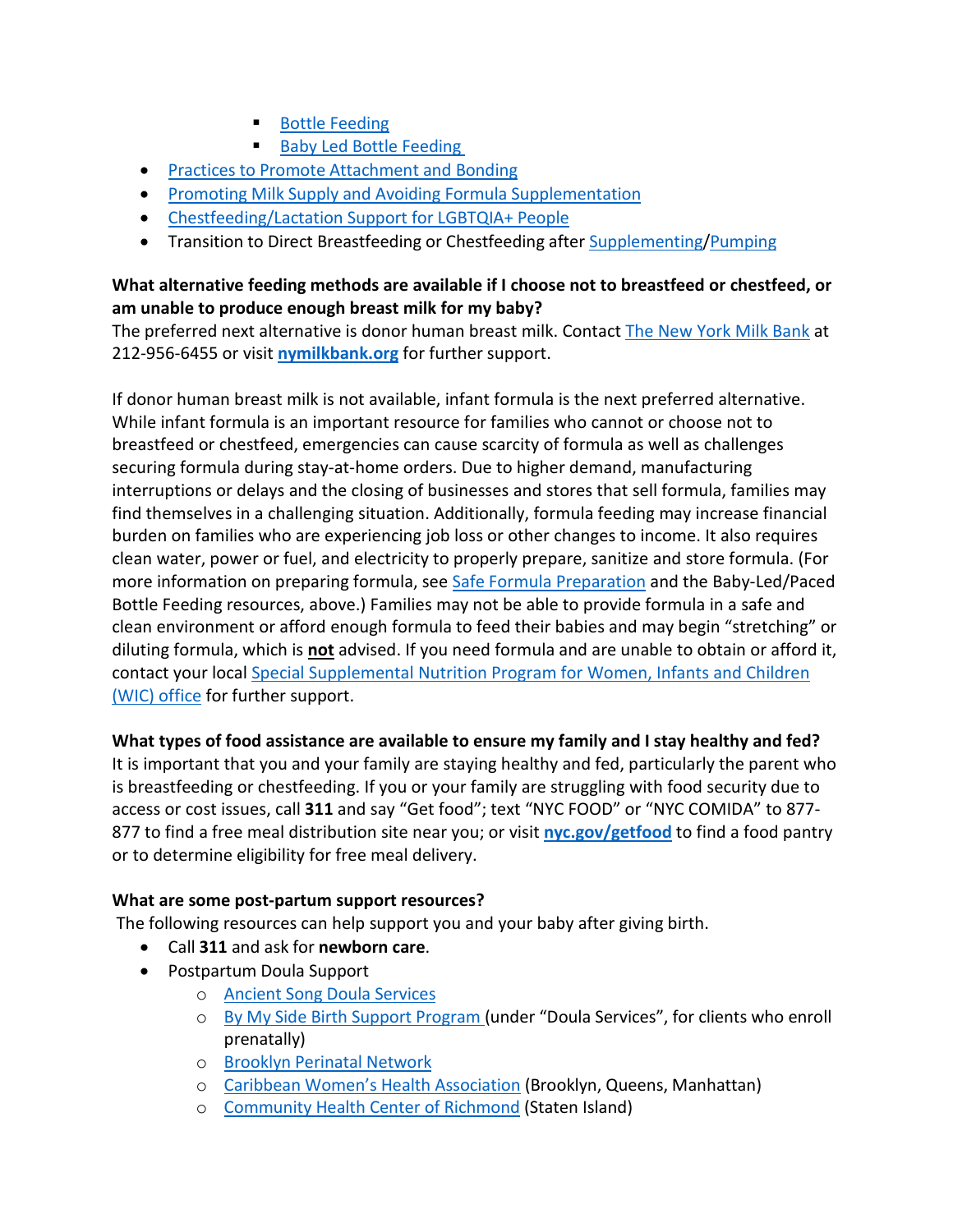- Bottle Feeding
        - Baby Led Bottle Feeding
- Practices to Promote Attachment and Bonding
- Promoting Milk Supply and Avoiding Formula Supplementation
- Chestfeeding/Lactation Support for LGBTQIA+ People
- Transition to Direct Breastfeeding or Chestfeeding after Supplementing/Pumping

**What alternative feeding methods are available if I choose not to breastfeed or chestfeed, or am unable to produce enough breast milk for my baby?**
The preferred next alternative is donor human breast milk. Contact The New York Milk Bank at 212-956-6455 or visit **nymilkbank.org** for further support.

If donor human breast milk is not available, infant formula is the next preferred alternative. While infant formula is an important resource for families who cannot or choose not to breastfeed or chestfeed, emergencies can cause scarcity of formula as well as challenges securing formula during stay-at-home orders. Due to higher demand, manufacturing interruptions or delays and the closing of businesses and stores that sell formula, families may find themselves in a challenging situation. Additionally, formula feeding may increase financial burden on families who are experiencing job loss or other changes to income. It also requires clean water, power or fuel, and electricity to properly prepare, sanitize and store formula. (For more information on preparing formula, see Safe Formula Preparation and the Baby-Led/Paced Bottle Feeding resources, above.) Families may not be able to provide formula in a safe and clean environment or afford enough formula to feed their babies and may begin "stretching" or diluting formula, which is **not** advised. If you need formula and are unable to obtain or afford it, contact your local Special Supplemental Nutrition Program for Women, Infants and Children (WIC) office for further support.

**What types of food assistance are available to ensure my family and I stay healthy and fed?**
It is important that you and your family are staying healthy and fed, particularly the parent who is breastfeeding or chestfeeding. If you or your family are struggling with food security due to access or cost issues, call **311** and say "Get food"; text "NYC FOOD" or "NYC COMIDA" to 877-877 to find a free meal distribution site near you; or visit **nyc.gov/getfood** to find a food pantry or to determine eligibility for free meal delivery.

**What are some post-partum support resources?**
The following resources can help support you and your baby after giving birth.

- Call **311** and ask for **newborn care**.
- Postpartum Doula Support
    - Ancient Song Doula Services
    - By My Side Birth Support Program (under "Doula Services", for clients who enroll prenatally)
    - Brooklyn Perinatal Network
    - Caribbean Women's Health Association (Brooklyn, Queens, Manhattan)
    - Community Health Center of Richmond (Staten Island)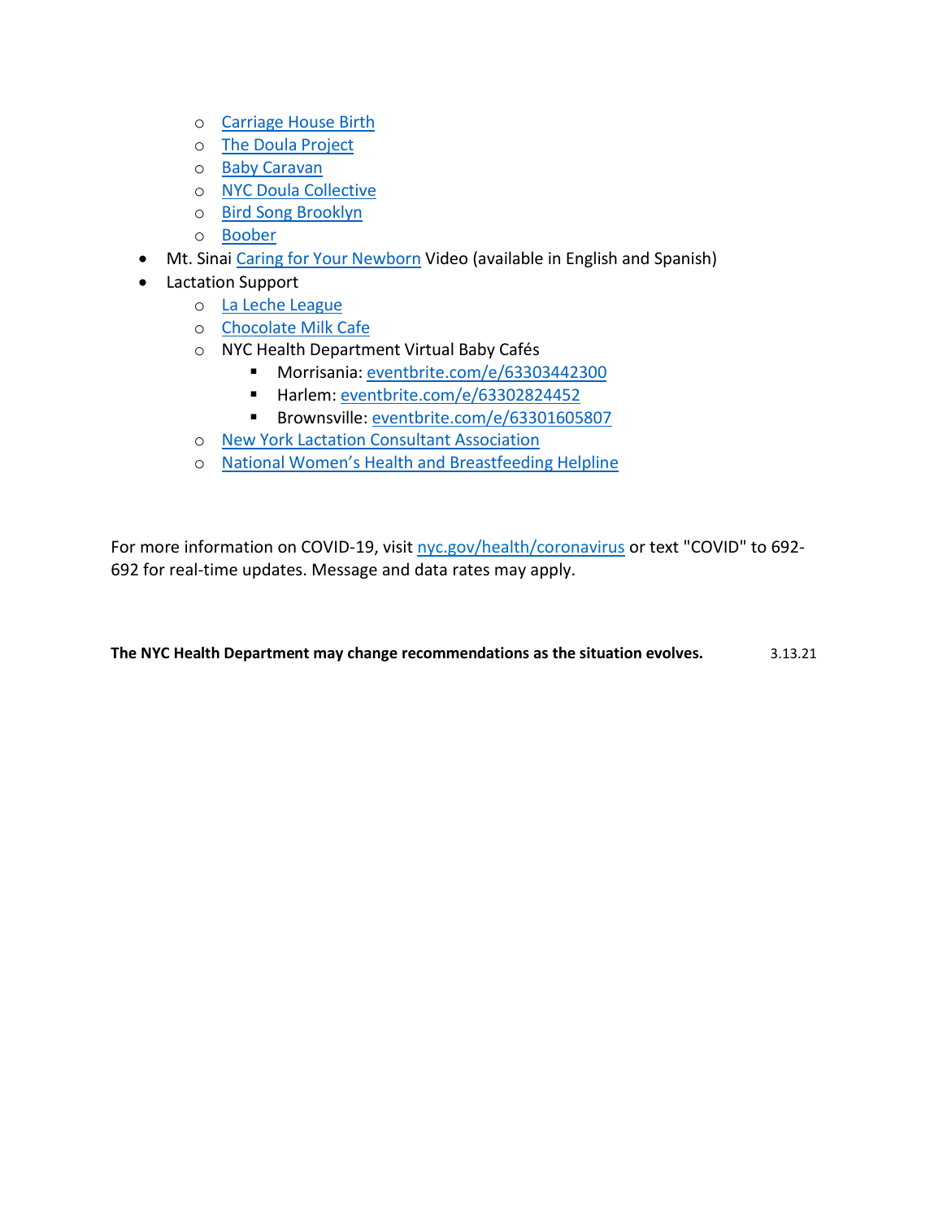- Carriage House Birth
  - The Doula Project
  - Baby Caravan
  - NYC Doula Collective
  - Bird Song Brooklyn
  - Boober
- Mt. Sinai Caring for Your Newborn Video (available in English and Spanish)
- Lactation Support
  - La Leche League
  - Chocolate Milk Cafe
  - NYC Health Department Virtual Baby Cafés
    - Morrisania: eventbrite.com/e/63303442300
    - Harlem: eventbrite.com/e/63302824452
    - Brownsville: eventbrite.com/e/63301605807
  - New York Lactation Consultant Association
  - National Women's Health and Breastfeeding Helpline

For more information on COVID-19, visit nyc.gov/health/coronavirus or text "COVID" to 692-692 for real-time updates. Message and data rates may apply.

**The NYC Health Department may change recommendations as the situation evolves.** 3.13.21